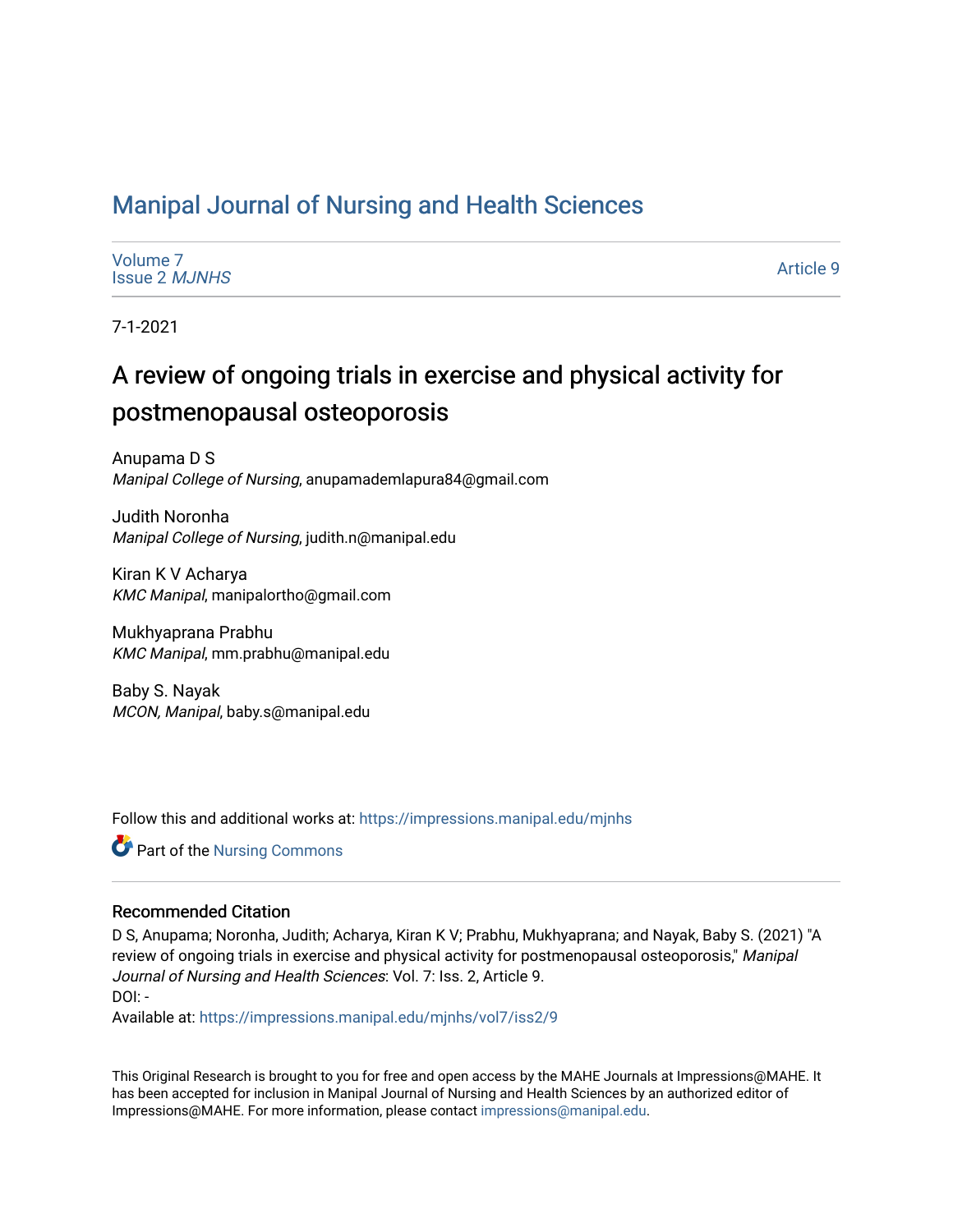# Manipal Journal of Nursing and Health Sciences

Volume 7
Issue 2 *MJNHS*

Article 9

7-1-2021

## A review of ongoing trials in exercise and physical activity for postmenopausal osteoporosis

Anupama D S
*Manipal College of Nursing*, anupamademlapura84@gmail.com

Judith Noronha
*Manipal College of Nursing*, judith.n@manipal.edu

Kiran K V Acharya
*KMC Manipal*, manipalortho@gmail.com

Mukhyaprana Prabhu
*KMC Manipal*, mm.prabhu@manipal.edu

Baby S. Nayak
*MCON, Manipal*, baby.s@manipal.edu

Follow this and additional works at: https://impressions.manipal.edu/mjnhs

Part of the Nursing Commons

### Recommended Citation

D S, Anupama; Noronha, Judith; Acharya, Kiran K V; Prabhu, Mukhyaprana; and Nayak, Baby S. (2021) "A review of ongoing trials in exercise and physical activity for postmenopausal osteoporosis," *Manipal Journal of Nursing and Health Sciences*: Vol. 7: Iss. 2, Article 9.
DOI: -
Available at: https://impressions.manipal.edu/mjnhs/vol7/iss2/9

This Original Research is brought to you for free and open access by the MAHE Journals at Impressions@MAHE. It has been accepted for inclusion in Manipal Journal of Nursing and Health Sciences by an authorized editor of Impressions@MAHE. For more information, please contact impressions@manipal.edu.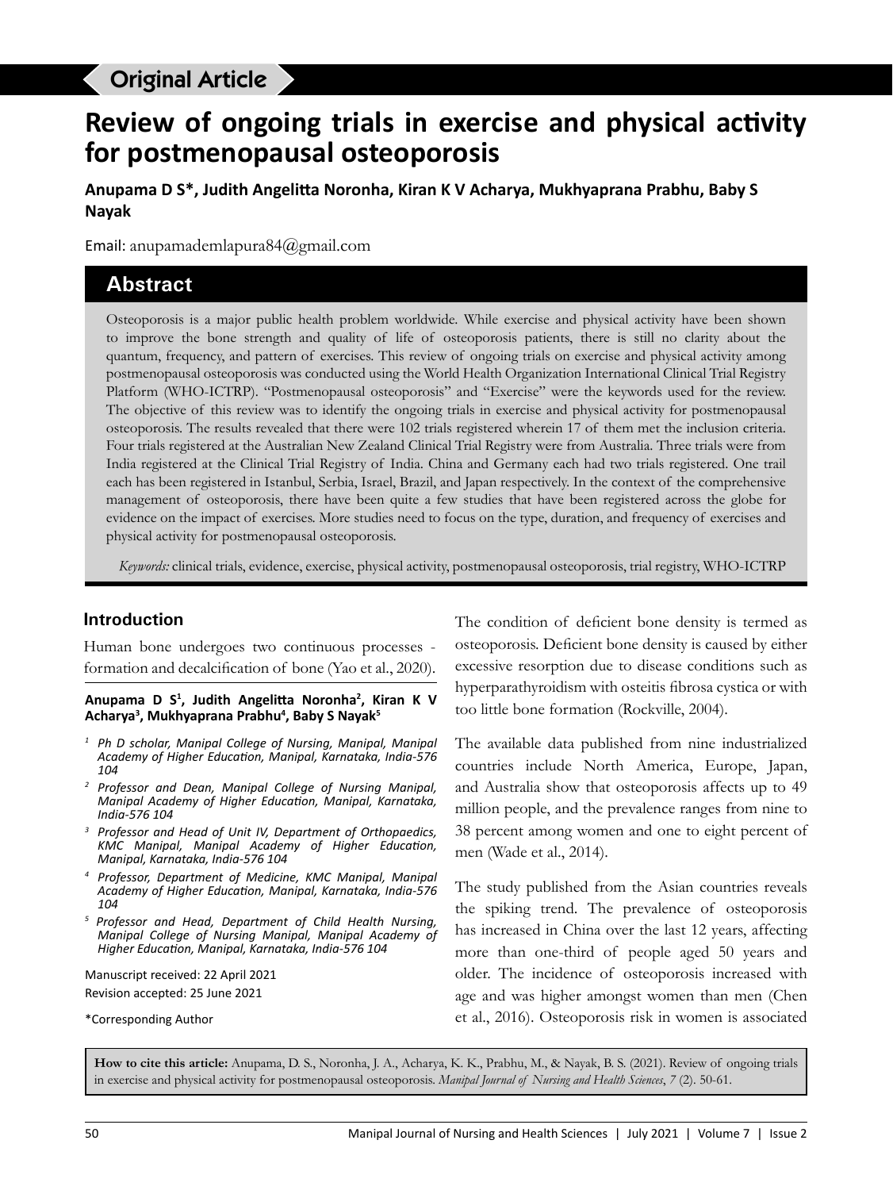Original Article

# Review of ongoing trials in exercise and physical activity for postmenopausal osteoporosis

**Anupama D S*, Judith Angelitta Noronha, Kiran K V Acharya, Mukhyaprana Prabhu, Baby S Nayak**

Email: anupamademlapura84@gmail.com

## Abstract

Osteoporosis is a major public health problem worldwide. While exercise and physical activity have been shown to improve the bone strength and quality of life of osteoporosis patients, there is still no clarity about the quantum, frequency, and pattern of exercises. This review of ongoing trials on exercise and physical activity among postmenopausal osteoporosis was conducted using the World Health Organization International Clinical Trial Registry Platform (WHO-ICTRP). "Postmenopausal osteoporosis" and "Exercise" were the keywords used for the review. The objective of this review was to identify the ongoing trials in exercise and physical activity for postmenopausal osteoporosis. The results revealed that there were 102 trials registered wherein 17 of them met the inclusion criteria. Four trials registered at the Australian New Zealand Clinical Trial Registry were from Australia. Three trials were from India registered at the Clinical Trial Registry of India. China and Germany each had two trials registered. One trail each has been registered in Istanbul, Serbia, Israel, Brazil, and Japan respectively. In the context of the comprehensive management of osteoporosis, there have been quite a few studies that have been registered across the globe for evidence on the impact of exercises. More studies need to focus on the type, duration, and frequency of exercises and physical activity for postmenopausal osteoporosis.

*Keywords:* clinical trials, evidence, exercise, physical activity, postmenopausal osteoporosis, trial registry, WHO-ICTRP

## Introduction

Human bone undergoes two continuous processes - formation and decalcification of bone (Yao et al., 2020).

The condition of deficient bone density is termed as osteoporosis. Deficient bone density is caused by either excessive resorption due to disease conditions such as hyperparathyroidism with osteitis fibrosa cystica or with too little bone formation (Rockville, 2004).

The available data published from nine industrialized countries include North America, Europe, Japan, and Australia show that osteoporosis affects up to 49 million people, and the prevalence ranges from nine to 38 percent among women and one to eight percent of men (Wade et al., 2014).

The study published from the Asian countries reveals the spiking trend. The prevalence of osteoporosis has increased in China over the last 12 years, affecting more than one-third of people aged 50 years and older. The incidence of osteoporosis increased with age and was higher amongst women than men (Chen et al., 2016). Osteoporosis risk in women is associated

**Anupama D S[1], Judith Angelitta Noronha[2], Kiran K V Acharya[3], Mukhyaprana Prabhu[4], Baby S Nayak[5]**

[1] *Ph D scholar, Manipal College of Nursing, Manipal, Manipal Academy of Higher Education, Manipal, Karnataka, India-576 104*

[2] *Professor and Dean, Manipal College of Nursing Manipal, Manipal Academy of Higher Education, Manipal, Karnataka, India-576 104*

[3] *Professor and Head of Unit IV, Department of Orthopaedics, KMC Manipal, Manipal Academy of Higher Education, Manipal, Karnataka, India-576 104*

[4] *Professor, Department of Medicine, KMC Manipal, Manipal Academy of Higher Education, Manipal, Karnataka, India-576 104*

[5] *Professor and Head, Department of Child Health Nursing, Manipal College of Nursing Manipal, Manipal Academy of Higher Education, Manipal, Karnataka, India-576 104*

Manuscript received: 22 April 2021
Revision accepted: 25 June 2021

*Corresponding Author

**How to cite this article:** Anupama, D. S., Noronha, J. A., Acharya, K. K., Prabhu, M., & Nayak, B. S. (2021). Review of ongoing trials in exercise and physical activity for postmenopausal osteoporosis. *Manipal Journal of Nursing and Health Sciences*, *7* (2). 50-61.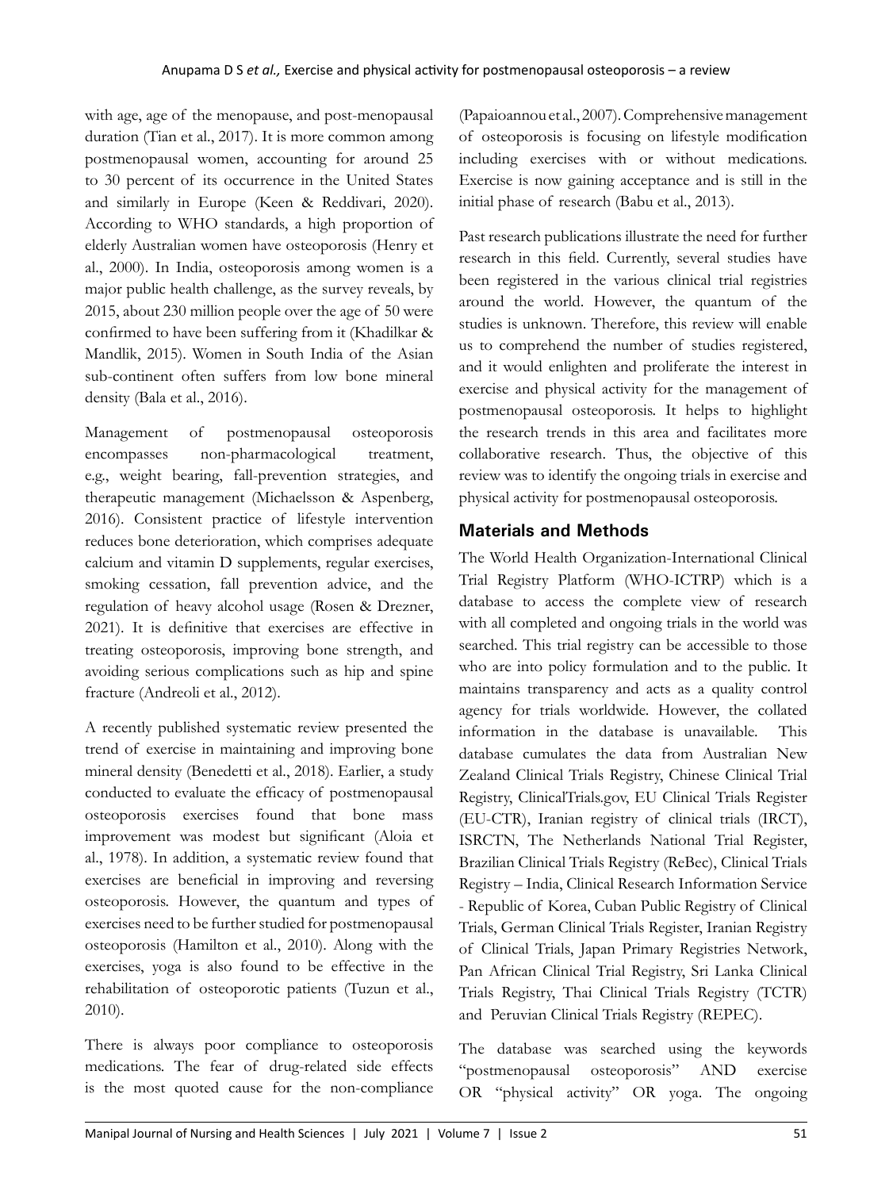with age, age of the menopause, and post-menopausal duration (Tian et al., 2017). It is more common among postmenopausal women, accounting for around 25 to 30 percent of its occurrence in the United States and similarly in Europe (Keen & Reddivari, 2020). According to WHO standards, a high proportion of elderly Australian women have osteoporosis (Henry et al., 2000). In India, osteoporosis among women is a major public health challenge, as the survey reveals, by 2015, about 230 million people over the age of 50 were confirmed to have been suffering from it (Khadilkar & Mandlik, 2015). Women in South India of the Asian sub-continent often suffers from low bone mineral density (Bala et al., 2016).

Management of postmenopausal osteoporosis encompasses non-pharmacological treatment, e.g., weight bearing, fall-prevention strategies, and therapeutic management (Michaelsson & Aspenberg, 2016). Consistent practice of lifestyle intervention reduces bone deterioration, which comprises adequate calcium and vitamin D supplements, regular exercises, smoking cessation, fall prevention advice, and the regulation of heavy alcohol usage (Rosen & Drezner, 2021). It is definitive that exercises are effective in treating osteoporosis, improving bone strength, and avoiding serious complications such as hip and spine fracture (Andreoli et al., 2012).

A recently published systematic review presented the trend of exercise in maintaining and improving bone mineral density (Benedetti et al., 2018). Earlier, a study conducted to evaluate the efficacy of postmenopausal osteoporosis exercises found that bone mass improvement was modest but significant (Aloia et al., 1978). In addition, a systematic review found that exercises are beneficial in improving and reversing osteoporosis. However, the quantum and types of exercises need to be further studied for postmenopausal osteoporosis (Hamilton et al., 2010). Along with the exercises, yoga is also found to be effective in the rehabilitation of osteoporotic patients (Tuzun et al., 2010).

There is always poor compliance to osteoporosis medications. The fear of drug-related side effects is the most quoted cause for the non-compliance (Papaioannou et al., 2007). Comprehensive management of osteoporosis is focusing on lifestyle modification including exercises with or without medications. Exercise is now gaining acceptance and is still in the initial phase of research (Babu et al., 2013).

Past research publications illustrate the need for further research in this field. Currently, several studies have been registered in the various clinical trial registries around the world. However, the quantum of the studies is unknown. Therefore, this review will enable us to comprehend the number of studies registered, and it would enlighten and proliferate the interest in exercise and physical activity for the management of postmenopausal osteoporosis. It helps to highlight the research trends in this area and facilitates more collaborative research. Thus, the objective of this review was to identify the ongoing trials in exercise and physical activity for postmenopausal osteoporosis.

## Materials and Methods

The World Health Organization-International Clinical Trial Registry Platform (WHO-ICTRP) which is a database to access the complete view of research with all completed and ongoing trials in the world was searched. This trial registry can be accessible to those who are into policy formulation and to the public. It maintains transparency and acts as a quality control agency for trials worldwide. However, the collated information in the database is unavailable. This database cumulates the data from Australian New Zealand Clinical Trials Registry, Chinese Clinical Trial Registry, ClinicalTrials.gov, EU Clinical Trials Register (EU-CTR), Iranian registry of clinical trials (IRCT), ISRCTN, The Netherlands National Trial Register, Brazilian Clinical Trials Registry (ReBec), Clinical Trials Registry – India, Clinical Research Information Service - Republic of Korea, Cuban Public Registry of Clinical Trials, German Clinical Trials Register, Iranian Registry of Clinical Trials, Japan Primary Registries Network, Pan African Clinical Trial Registry, Sri Lanka Clinical Trials Registry, Thai Clinical Trials Registry (TCTR) and Peruvian Clinical Trials Registry (REPEC).

The database was searched using the keywords "postmenopausal osteoporosis" AND exercise OR "physical activity" OR yoga. The ongoing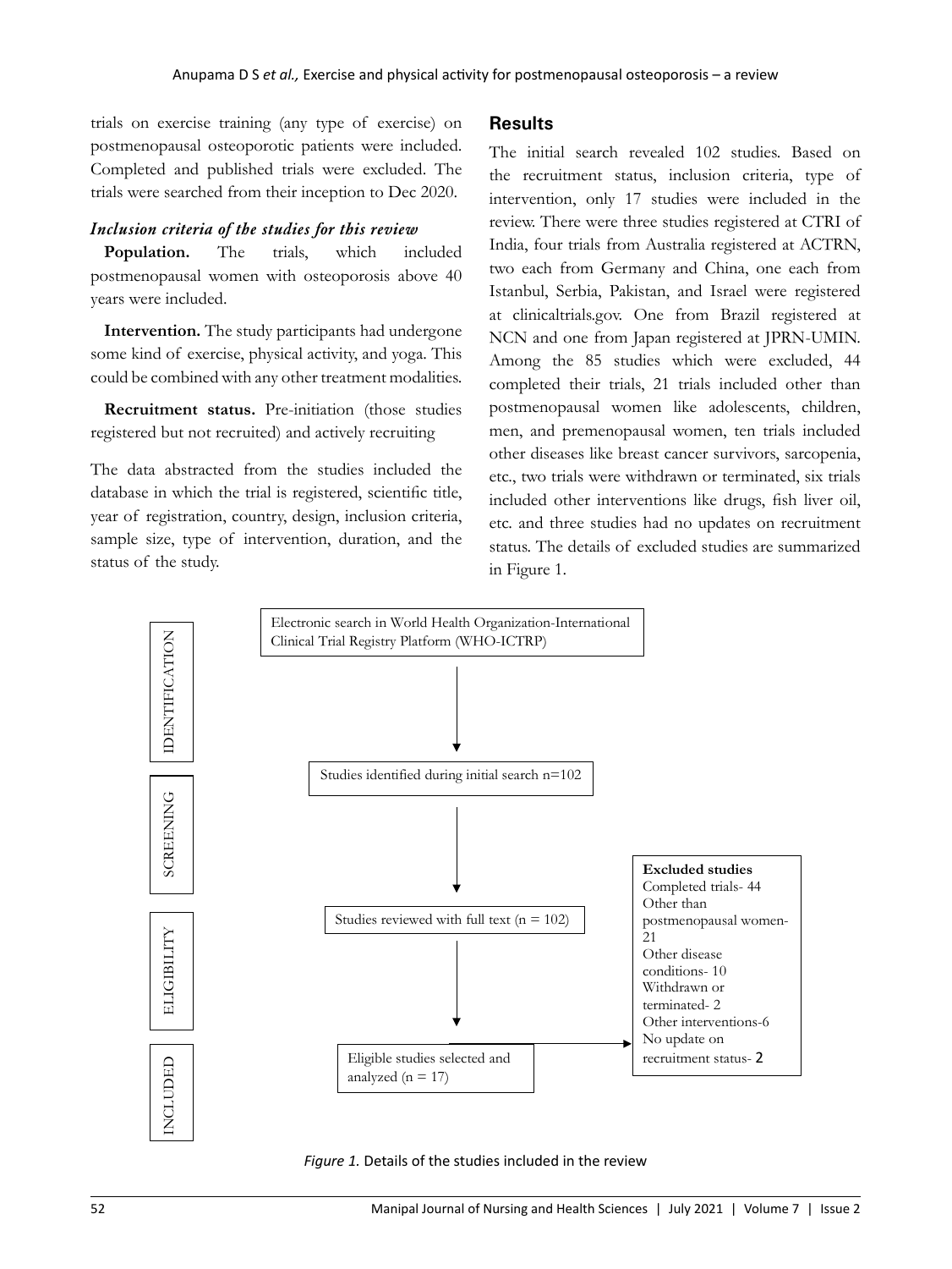trials on exercise training (any type of exercise) on postmenopausal osteoporotic patients were included. Completed and published trials were excluded. The trials were searched from their inception to Dec 2020.

### *Inclusion criteria of the studies for this review*

**Population.** The trials, which included postmenopausal women with osteoporosis above 40 years were included.

**Intervention.** The study participants had undergone some kind of exercise, physical activity, and yoga. This could be combined with any other treatment modalities.

**Recruitment status.** Pre-initiation (those studies registered but not recruited) and actively recruiting

The data abstracted from the studies included the database in which the trial is registered, scientific title, year of registration, country, design, inclusion criteria, sample size, type of intervention, duration, and the status of the study.

## Results

The initial search revealed 102 studies. Based on the recruitment status, inclusion criteria, type of intervention, only 17 studies were included in the review. There were three studies registered at CTRI of India, four trials from Australia registered at ACTRN, two each from Germany and China, one each from Istanbul, Serbia, Pakistan, and Israel were registered at clinicaltrials.gov. One from Brazil registered at NCN and one from Japan registered at JPRN-UMIN. Among the 85 studies which were excluded, 44 completed their trials, 21 trials included other than postmenopausal women like adolescents, children, men, and premenopausal women, ten trials included other diseases like breast cancer survivors, sarcopenia, etc., two trials were withdrawn or terminated, six trials included other interventions like drugs, fish liver oil, etc. and three studies had no updates on recruitment status. The details of excluded studies are summarized in Figure 1.

IDENTIFICATION: Electronic search in World Health Organization-International Clinical Trial Registry Platform (WHO-ICTRP)

SCREENING: Studies identified during initial search n=102

ELIGIBILITY: Studies reviewed with full text (n = 102)

INCLUDED: Eligible studies selected and analyzed (n = 17)

**Excluded studies**
Completed trials- 44
Other than postmenopausal women- 21
Other disease conditions- 10
Withdrawn or terminated- 2
Other interventions-6
No update on recruitment status- 2

*Figure 1.* Details of the studies included in the review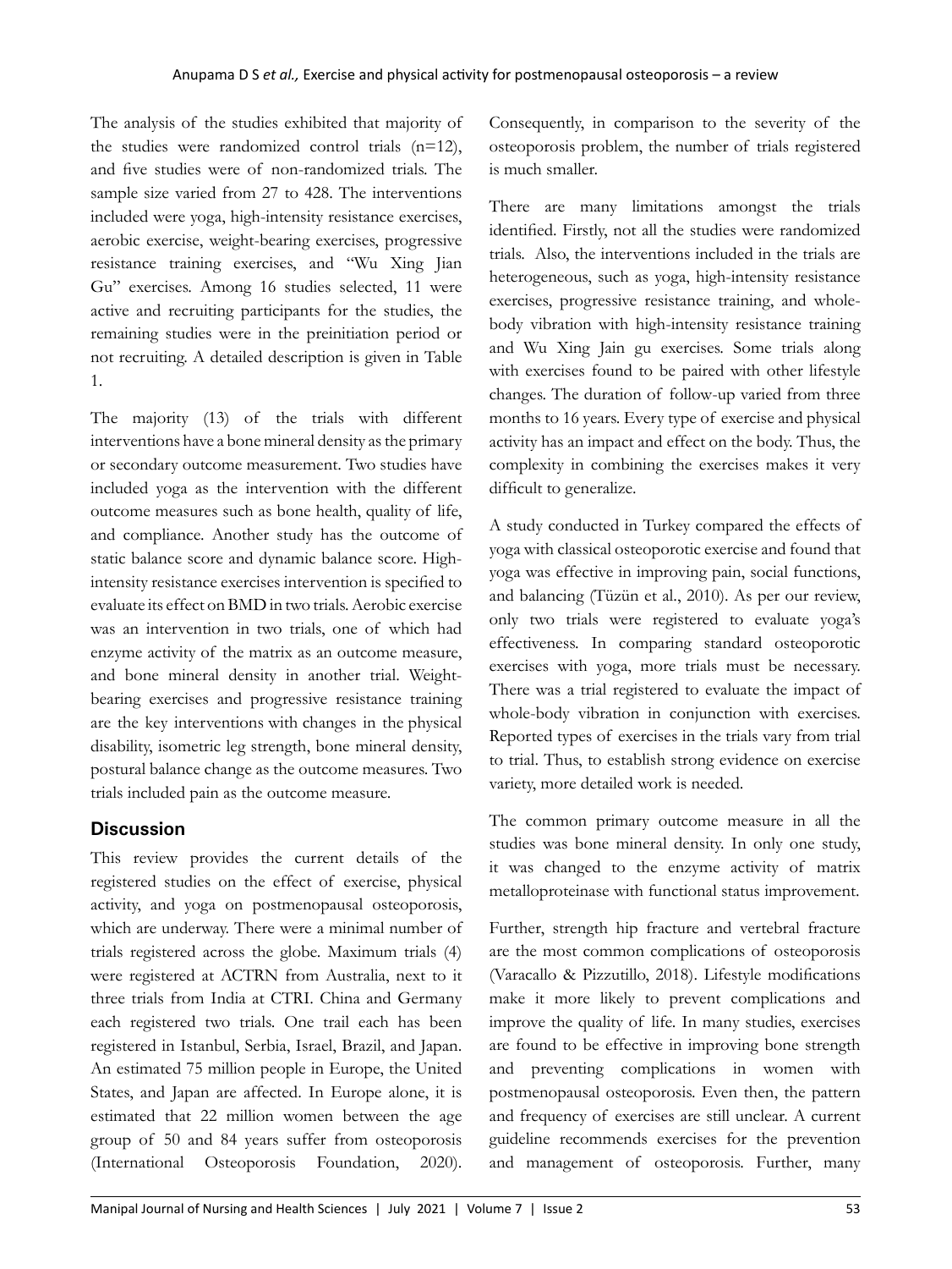The analysis of the studies exhibited that majority of the studies were randomized control trials (n=12), and five studies were of non-randomized trials. The sample size varied from 27 to 428. The interventions included were yoga, high-intensity resistance exercises, aerobic exercise, weight-bearing exercises, progressive resistance training exercises, and "Wu Xing Jian Gu" exercises. Among 16 studies selected, 11 were active and recruiting participants for the studies, the remaining studies were in the preinitiation period or not recruiting. A detailed description is given in Table 1.

The majority (13) of the trials with different interventions have a bone mineral density as the primary or secondary outcome measurement. Two studies have included yoga as the intervention with the different outcome measures such as bone health, quality of life, and compliance. Another study has the outcome of static balance score and dynamic balance score. High-intensity resistance exercises intervention is specified to evaluate its effect on BMD in two trials. Aerobic exercise was an intervention in two trials, one of which had enzyme activity of the matrix as an outcome measure, and bone mineral density in another trial. Weight-bearing exercises and progressive resistance training are the key interventions with changes in the physical disability, isometric leg strength, bone mineral density, postural balance change as the outcome measures. Two trials included pain as the outcome measure.

## Discussion

This review provides the current details of the registered studies on the effect of exercise, physical activity, and yoga on postmenopausal osteoporosis, which are underway. There were a minimal number of trials registered across the globe. Maximum trials (4) were registered at ACTRN from Australia, next to it three trials from India at CTRI. China and Germany each registered two trials. One trail each has been registered in Istanbul, Serbia, Israel, Brazil, and Japan. An estimated 75 million people in Europe, the United States, and Japan are affected. In Europe alone, it is estimated that 22 million women between the age group of 50 and 84 years suffer from osteoporosis (International Osteoporosis Foundation, 2020). Consequently, in comparison to the severity of the osteoporosis problem, the number of trials registered is much smaller.

There are many limitations amongst the trials identified. Firstly, not all the studies were randomized trials. Also, the interventions included in the trials are heterogeneous, such as yoga, high-intensity resistance exercises, progressive resistance training, and whole-body vibration with high-intensity resistance training and Wu Xing Jain gu exercises. Some trials along with exercises found to be paired with other lifestyle changes. The duration of follow-up varied from three months to 16 years. Every type of exercise and physical activity has an impact and effect on the body. Thus, the complexity in combining the exercises makes it very difficult to generalize.

A study conducted in Turkey compared the effects of yoga with classical osteoporotic exercise and found that yoga was effective in improving pain, social functions, and balancing (Tüzün et al., 2010). As per our review, only two trials were registered to evaluate yoga's effectiveness. In comparing standard osteoporotic exercises with yoga, more trials must be necessary. There was a trial registered to evaluate the impact of whole-body vibration in conjunction with exercises. Reported types of exercises in the trials vary from trial to trial. Thus, to establish strong evidence on exercise variety, more detailed work is needed.

The common primary outcome measure in all the studies was bone mineral density. In only one study, it was changed to the enzyme activity of matrix metalloproteinase with functional status improvement.

Further, strength hip fracture and vertebral fracture are the most common complications of osteoporosis (Varacallo & Pizzutillo, 2018). Lifestyle modifications make it more likely to prevent complications and improve the quality of life. In many studies, exercises are found to be effective in improving bone strength and preventing complications in women with postmenopausal osteoporosis. Even then, the pattern and frequency of exercises are still unclear. A current guideline recommends exercises for the prevention and management of osteoporosis. Further, many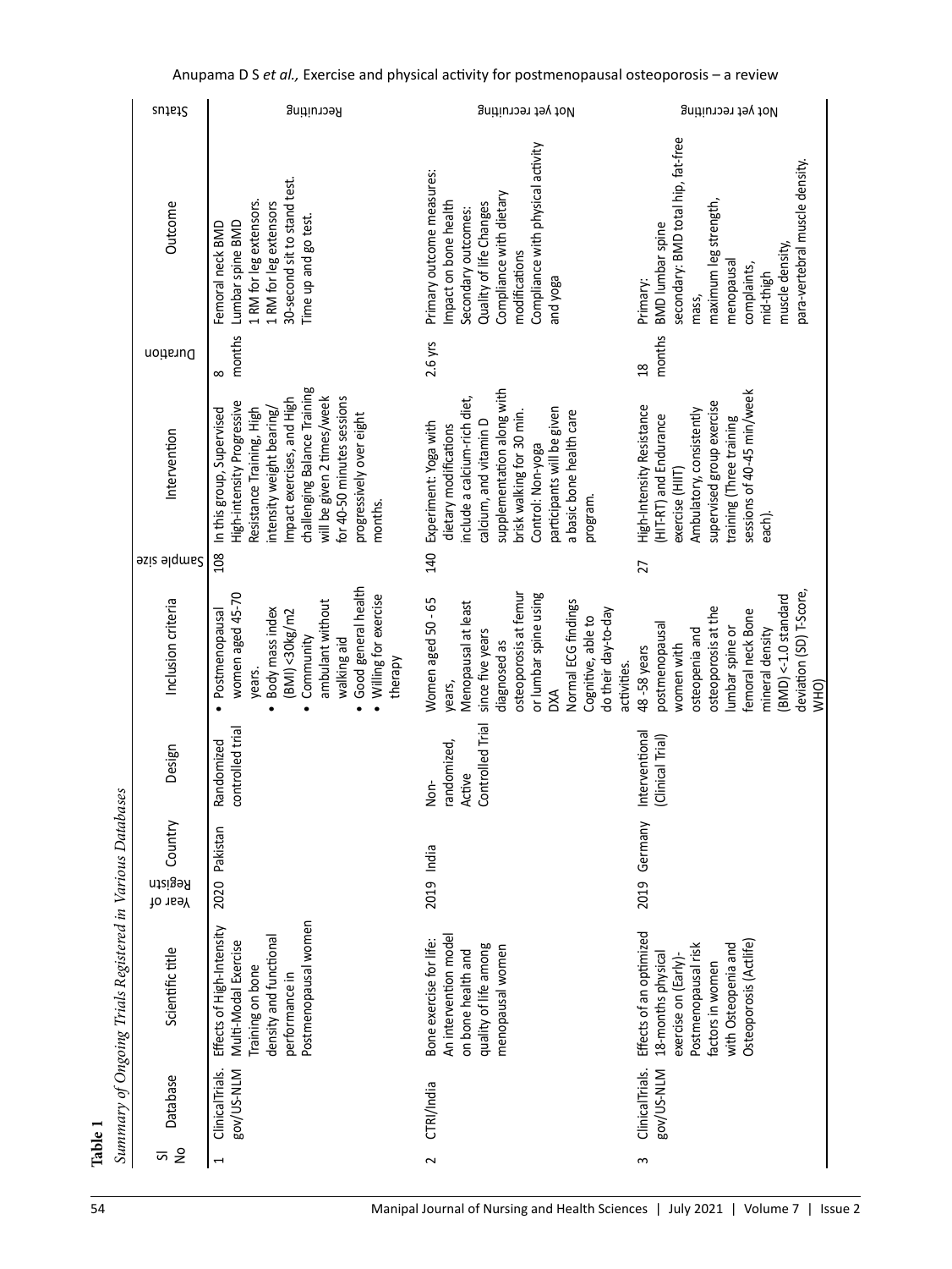**Table 1**

*Summary of Ongoing Trials Registered in Various Databases*

| Sl No | Database | Scientific title | Year of Registn | Country | Design | Inclusion criteria | Sample size | Intervention | Duration | Outcome | Status |
|---|---|---|---|---|---|---|---|---|---|---|---|
| 1 | ClinicalTrials.gov/US-NLM | Effects of High-Intensity Multi-Modal Exercise Training on bone density and functional performance in Postmenopausal women | 2020 | Pakistan | Randomized controlled trial | • Postmenopausal women aged 45-70 years. • Body mass index (BMI) <30kg/m2 • Community ambulant without walking aid • Good general health • Willing for exercise therapy | 108 | In this group, Supervised High-intensity Progressive Resistance Training, High intensity weight bearing/ Impact exercises, and High challenging Balance Training will be given 2 times/week for 40-50 minutes sessions progressively over eight months. | 8 months | Femoral neck BMD Lumbar spine BMD 1 RM for leg extensors. 1 RM for leg extensors 30-second sit to stand test. Time up and go test. | Recruiting |
| 2 | CTRI/India | Bone exercise for life: An intervention model on bone health and quality of life among menopausal women | 2019 | India | Non-randomized, Active Controlled Trial | Women aged 50 - 65 years, Menopausal at least since five years diagnosed as osteoporosis at femur or lumbar spine using DXA Normal ECG findings Cognitive, able to do their day-to-day activities. | 140 | Experiment: Yoga with dietary modifications include a calcium-rich diet, calcium, and vitamin D supplementation along with brisk walking for 30 min. Control: Non-yoga participants will be given a basic bone health care program. | 2.6 yrs | Primary outcome measures: Impact on bone health Secondary outcomes: Quality of life Changes Compliance with dietary modifications Compliance with physical activity and yoga | Not yet recruiting |
| 3 | ClinicalTrials.gov/US-NLM | Effects of an optimized 18-months physical exercise on (Early)-Postmenopausal risk factors in women with Osteopenia and Osteoporosis (Actlife) | 2019 | Germany | Interventional (Clinical Trial) | 48 -58 years postmenopausal women with osteopenia and osteoporosis at the lumbar spine or femoral neck Bone mineral density (BMD) <-1.0 standard deviation (SD) T-Score, WHO) | 27 | High-Intensity Resistance (HIT-RT) and Endurance exercise (HIIT) Ambulatory, consistently supervised group exercise training (Three training sessions of 40-45 min/week each). | 18 months | Primary: BMD lumbar spine secondary: BMD total hip, fat-free mass, maximum leg strength, menopausal complaints, mid-thigh muscle density, para-vertebral muscle density. | Not yet recruiting |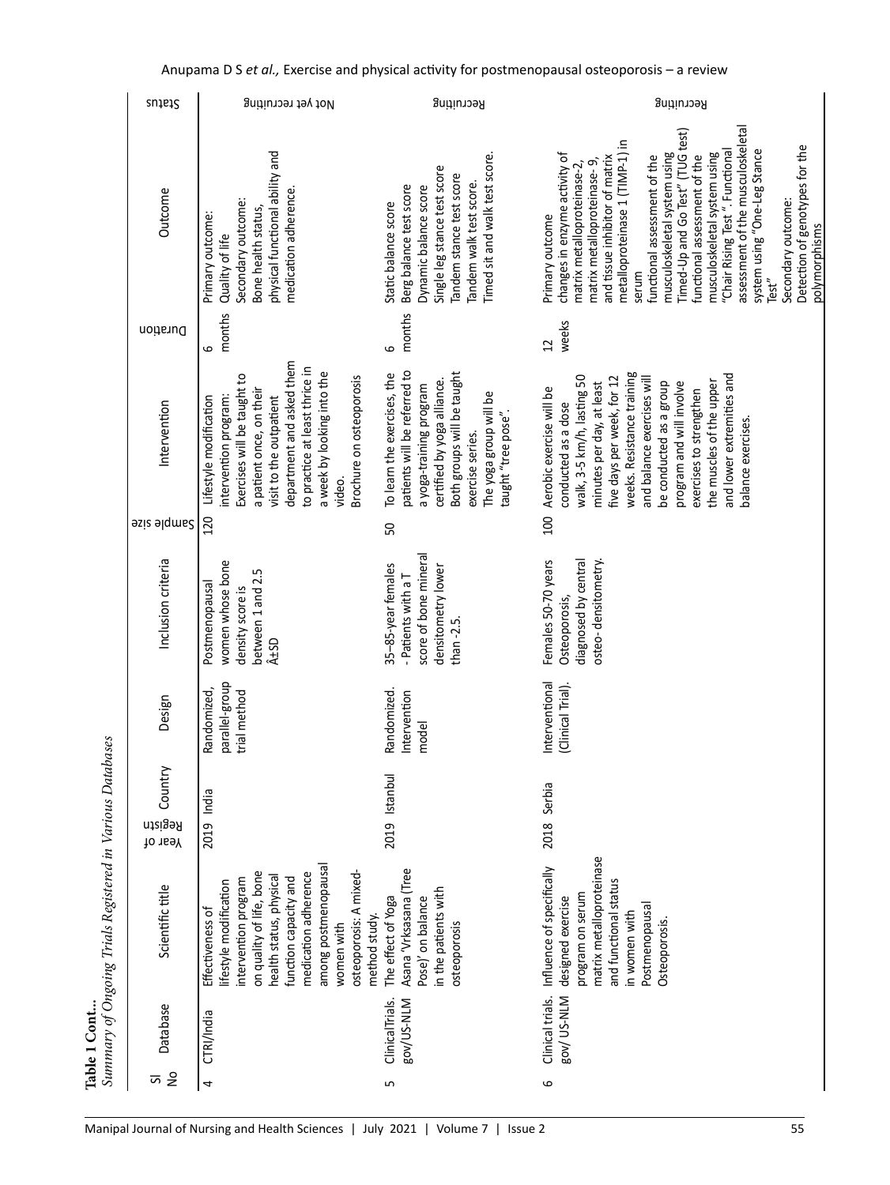**Table 1 Cont...**

*Summary of Ongoing Trials Registered in Various Databases*

| Sl No | Database | Scientific title | Year of Registn | Country | Design | Inclusion criteria | Sample size | Intervention | Duration | Outcome | Status |
|---|---|---|---|---|---|---|---|---|---|---|---|
| 4 | CTRI/India | Effectiveness of lifestyle modification intervention program on quality of life, bone health status, physical function capacity and medication adherence among postmenopausal women with osteoporosis: A mixed-method study. | 2019 | India | Randomized, parallel-group trial method | Postmenopausal women whose bone density score is between 1 and 2.5 Â±SD | 120 | Lifestyle modification intervention program: Exercises will be taught to a patient once, on their visit to the outpatient department and asked them to practice at least thrice in a week by looking into the video. Brochure on osteoporosis | 6 months | Primary outcome: Quality of life Secondary outcome: Bone health status, physical functional ability and medication adherence. | Not yet recruiting |
| 5 | ClinicalTrials.gov/US-NLM | The effect of Yoga Asana 'Vrksasana (Tree Pose)' on balance in the patients with osteoporosis | 2019 | Istanbul | Randomized. Intervention model | 35–85-year females - Patients with a T score of bone mineral densitometry lower than -2.5. | 50 | To learn the exercises, the patients will be referred to a yoga-training program certified by yoga alliance. Both groups will be taught exercise series. The yoga group will be taught "tree pose". | 6 months | Static balance score Berg balance test score Dynamic balance score Single leg stance test score Tandem stance test score Tandem walk test score. Timed sit and walk test score. | Recruiting |
| 6 | Clinical trials. gov/ US-NLM | Influence of specifically designed exercise program on serum matrix metalloproteinase and functional status in women with Postmenopausal Osteoporosis. | 2018 | Serbia | Interventional (Clinical Trial). | Females 50-70 years Osteoporosis, diagnosed by central osteo- densitometry. | 100 | Aerobic exercise will be conducted as a dose walk, 3-5 km/h, lasting 50 minutes per day, at least five days per week, for 12 weeks. Resistance training and balance exercises will be conducted as a group program and will involve exercises to strengthen the muscles of the upper and lower extremities and balance exercises. | 12 weeks | Primary outcome changes in enzyme activity of matrix metalloproteinase-2, matrix metalloproteinase- 9, and tissue inhibitor of matrix metalloproteinase 1 (TIMP-1) in serum functional assessment of the musculoskeletal system using Timed-Up and Go Test" (TUG test) functional assessment of the musculoskeletal system using "Chair Rising Test ". Functional assessment of the musculoskeletal system using "One-Leg Stance Test" Secondary outcome: Detection of genotypes for the polymorphisms | Recruiting |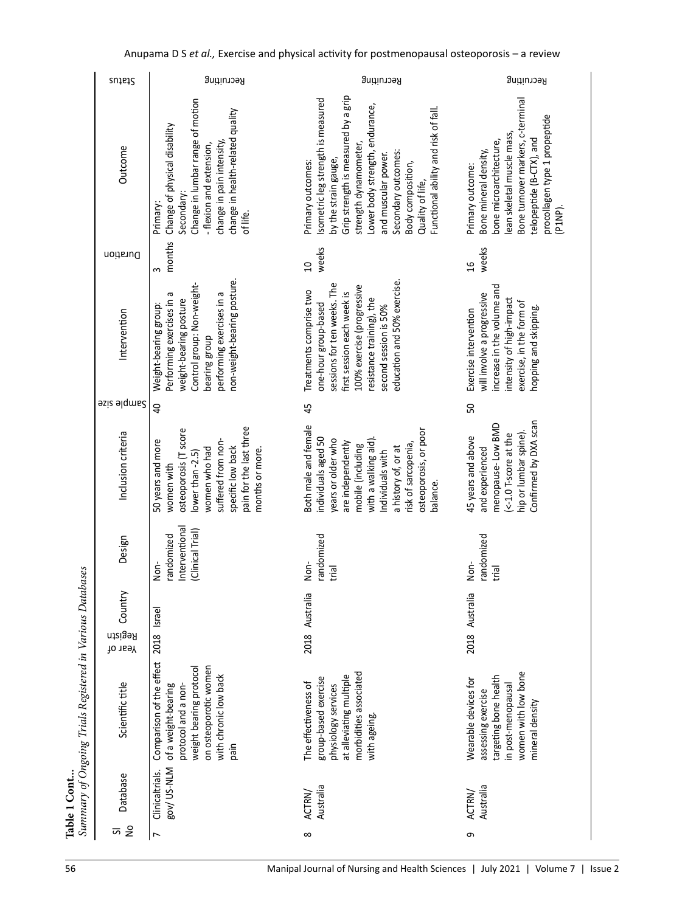**Table 1 Cont...**

*Summary of Ongoing Trials Registered in Various Databases*

| Sl No | Database | Scientific title | Year of Registn | Country | Design | Inclusion criteria | Sample size | Intervention | Duration | Outcome | Status |
|---|---|---|---|---|---|---|---|---|---|---|---|
| 7 | Clinicaltrials.gov/ US-NLM | Comparison of the effect of a weight-bearing protocol and a non-weight bearing protocol on osteoporotic women with chronic low back pain | 2018 | Israel | Non-randomized Interventional (Clinical Trial) | 50 years and more women with osteoporosis (T score lower than -2.5) women who had suffered from non-specific low back pain for the last three months or more. | 40 | Weight-bearing group: Performing exercises in a weight-bearing posture Control group: Non-weight-bearing group performing exercises in a non-weight-bearing posture. | 3 months | Primary: Change of physical disability Secondary: Change in lumbar range of motion - flexion and extension, change in pain intensity, change in health-related quality of life. | Recruiting |
| 8 | ACTRN/ Australia | The effectiveness of group-based exercise physiology services at alleviating multiple morbidities associated with ageing. | 2018 | Australia | Non-randomized trial | Both male and female individuals aged 50 years or older who are independently mobile (including with a walking aid). Individuals with a history of, or at risk of sarcopenia, osteoporosis, or poor balance. | 45 | Treatments comprise two one-hour group-based sessions for ten weeks. The first session each week is 100% exercise (progressive resistance training), the second session is 50% education and 50% exercise. | 10 weeks | Primary outcomes: Isometric leg strength is measured by the strain gauge, Grip strength is measured by a grip strength dynamometer, Lower body strength, endurance, and muscular power. Secondary outcomes: Body composition, Quality of life, Functional ability and risk of fall. | Recruiting |
| 9 | ACTRN/ Australia | Wearable devices for assessing exercise targeting bone health in post-menopausal women with low bone mineral density | 2018 | Australia | Non-randomized trial | 45 years and above and experienced menopause- Low BMD (<-1.0 T-score at the hip or lumbar spine). Confirmed by DXA scan | 50 | Exercise intervention will involve a progressive increase in the volume and intensity of high-impact exercise, in the form of hopping and skipping. | 16 weeks | Primary outcome: Bone mineral density, bone microarchitecture, lean skeletal muscle mass, Bone turnover markers, c-terminal telopeptide (B-CTX), and procollagen type 1 propeptide (P1NP). | Recruiting |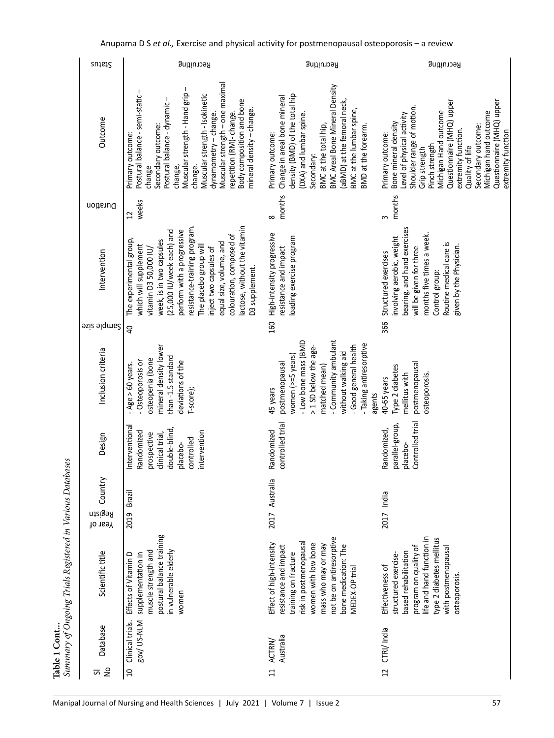**Table 1 Cont...**

*Summary of Ongoing Trials Registered in Various Databases*

| Sl No | Database | Scientific title | Year of Registn | Country | Design | Inclusion criteria | Sample size | Intervention | Duration | Outcome | Status |
|---|---|---|---|---|---|---|---|---|---|---|---|
| 10 | Clinical trials. gov/ US-NLM | Effects of Vitamin D supplementation in muscle strength and postural balance training in vulnerable elderly women | 2019 | Brazil | Interventional Randomized prospective clinical trial, double-blind, placebo-controlled intervention | - Age > 60 years. - Osteoporosis or osteopenia (bone mineral density lower than -1.5 standard deviations of the T-score); | 40 | The experimental group, which will supplement vitamin D3 50,000 IU/ week, is in two capsules (25,000 IU/week each) and perform with a progressive resistance-training program. The placebo group will inject two capsules of equal size, volume, and colouration, composed of lactose, without the vitamin D3 supplement. | 12 weeks | Primary outcome: Postural balance - semi-static – change Secondary outcome: Postural balance - dynamic – change, Muscular strength - Hand grip – change. Muscular strength - Isokinetic dynamometry – change. Muscular strength – one maximal repetition (RM)- change. Body composition and bone mineral density – change. | Recruiting |
| 11 | ACTRN/ Australia | Effect of high-intensity resistance and impact training on fracture risk in postmenopausal women with low bone mass who may or may not be on antiresorptive bone medication: The MEDEX-OP trial | 2017 | Australia | Randomized controlled trial | 45 years postmenopausal women (>=5 years) - Low bone mass (BMD > 1 SD below the age-matched mean) - Community ambulant without walking aid - Good general health - Taking antiresorptive agents | 160 | High-intensity progressive resistance and impact loading exercise program | 8 months | Primary outcome: Change in areal bone mineral density (BMD) of the total hip (DXA) and lumbar spine. Secondary: BMC at the total hip, BMC Areal Bone Mineral Density (aBMD) at the femoral neck, BMC at the lumbar spine, BMD at the forearm. | Recruiting |
| 12 | CTRI/ India | Effectiveness of structured exercise-based rehabilitation program on quality of life and hand function in type 2 diabetes mellitus with postmenopausal osteoporosis. | 2017 | India | Randomized, parallel-group, placebo-Controlled trial | 40-65 years Type 2 diabetes mellitus with postmenopausal osteoporosis. | 366 | Structured exercises involving aerobic, weight bearing, and hand exercises will be given for three months five times a week. Control group: Routine medical care is given by the Physician. | 3 months | Primary outcome: Bone mineral density Level of physical activity Shoulder range of motion. Grip strength Pinch strength Michigan Hand outcome Questionnaire (MHQ) upper extremity function. Quality of life Secondary outcome: Michigan hand outcome Questionnaire (MHQ) upper extremity function | Recruiting |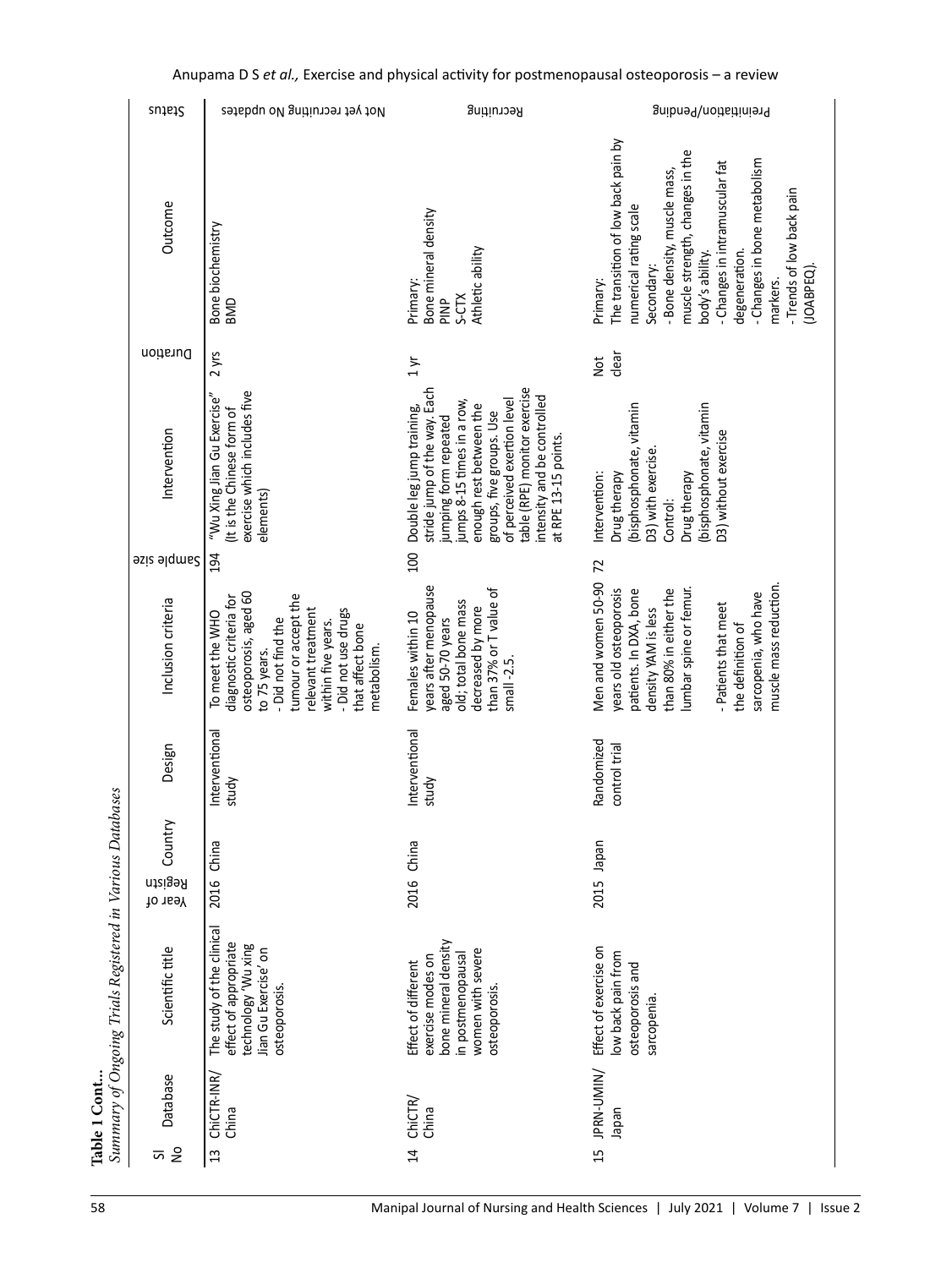**Table 1 Cont...**

*Summary of Ongoing Trials Registered in Various Databases*

| Sl No | Database | Scientific title | Year of Registn | Country | Design | Inclusion criteria | Sample size | Intervention | Duration | Outcome | Status |
|---|---|---|---|---|---|---|---|---|---|---|---|
| 13 | ChiCTR-INR/ China | The study of the clinical effect of appropriate technology 'Wu xing Jian Gu Exercise' on osteoporosis. | 2016 | China | Interventional study | To meet the WHO diagnostic criteria for osteoporosis, aged 60 to 75 years.<br>- Did not find the tumour or accept the relevant treatment within five years.<br>- Did not use drugs that affect bone metabolism. | 194 | "Wu Xing Jian Gu Exercise" (It is the Chinese form of exercise which includes five elements) | 2 yrs | Bone biochemistry<br>BMD | Not yet recruiting No updates |
| 14 | ChiCTR/ China | Effect of different exercise modes on bone mineral density in postmenopausal women with severe osteoporosis. | 2016 | China | Interventional study | Females within 10 years after menopause aged 50-70 years old; total bone mass decreased by more than 37% or T value of small -2.5. | 100 | Double leg jump training, stride jump of the way. Each jumping form repeated jumps 8-15 times in a row, enough rest between the groups, five groups. Use of perceived exertion level table (RPE) monitor exercise intensity and be controlled at RPE 13-15 points. | 1 yr | Primary:<br>Bone mineral density<br>PINP<br>S-CTX<br>Athletic ability | Recruiting |
| 15 | JPRN-UMIN/ Japan | Effect of exercise on low back pain from osteoporosis and sarcopenia. | 2015 | Japan | Randomized control trial | Men and women 50-90 years old osteoporosis patients. In DXA, bone density YAM is less than 80% in either the lumbar spine or femur.<br><br>- Patients that meet the definition of sarcopenia, who have muscle mass reduction. | 72 | Intervention:<br>Drug therapy (bisphosphonate, vitamin D3) with exercise.<br>Control:<br>Drug therapy (bisphosphonate, vitamin D3) without exercise | Not clear | Primary:<br>The transition of low back pain by numerical rating scale<br>Secondary:<br>- Bone density, muscle mass, muscle strength, changes in the body's ability.<br>- Changes in intramuscular fat degeneration.<br>- Changes in bone metabolism markers.<br>- Trends of low back pain (JOABPEQ). | Preinitiation/Pending |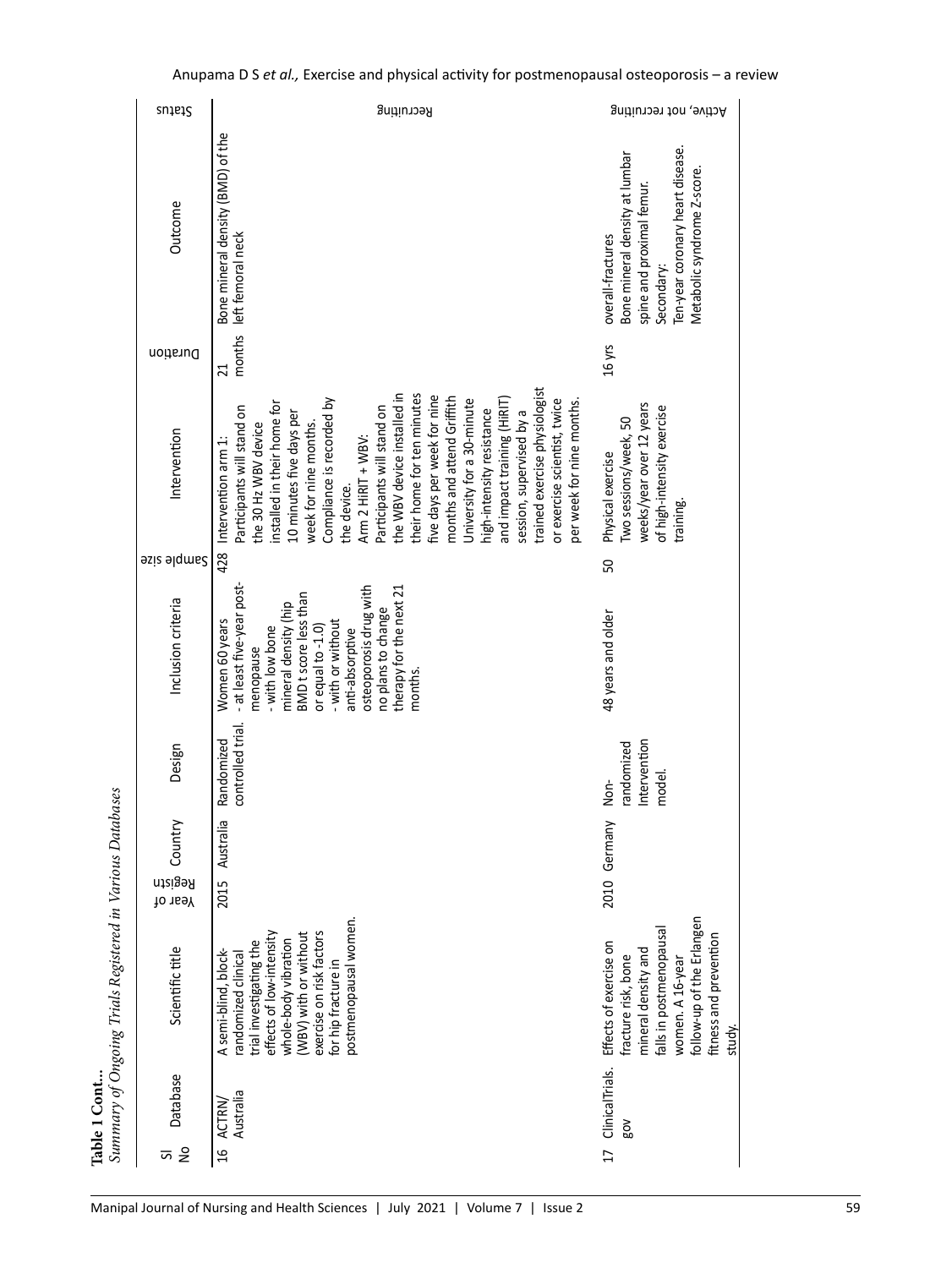**Table 1 Cont...**

*Summary of Ongoing Trials Registered in Various Databases*

| Sl No | Database | Scientific title | Year of Registn | Country | Design | Inclusion criteria | Sample size | Intervention | Duration | Outcome | Status |
|---|---|---|---|---|---|---|---|---|---|---|---|
| 16 | ACTRN/ Australia | A semi-blind, block-randomized clinical trial investigating the effects of low-intensity whole-body vibration (WBV) with or without exercise on risk factors for hip fracture in postmenopausal women. | 2015 | Australia | Randomized controlled trial. | Women 60 years - at least five-year post-menopause - with low bone mineral density (hip BMD t score less than or equal to -1.0) - with or without anti-absorptive osteoporosis drug with no plans to change therapy for the next 21 months. | 428 | Intervention arm 1: Participants will stand on the 30 Hz WBV device installed in their home for 10 minutes five days per week for nine months. Compliance is recorded by the device. Arm 2 HiRIT + WBV: Participants will stand on the WBV device installed in their home for ten minutes five days per week for nine months and attend Griffith University for a 30-minute high-intensity resistance and impact training (HiRIT) session, supervised by a trained exercise physiologist or exercise scientist, twice per week for nine months. | 21 months | Bone mineral density (BMD) of the left femoral neck | Recruiting |
| 17 | ClinicalTrials. gov | Effects of exercise on fracture risk, bone mineral density and falls in postmenopausal women. A 16-year follow-up of the Erlangen fitness and prevention study. | 2010 | Germany | Non-randomized Intervention model. | 48 years and older | 50 | Physical exercise Two sessions/week, 50 weeks/year over 12 years of high-intensity exercise training. | 16 yrs | overall-fractures Bone mineral density at lumbar spine and proximal femur. Secondary: Ten-year coronary heart disease. Metabolic syndrome Z-score. | Active, not recruiting |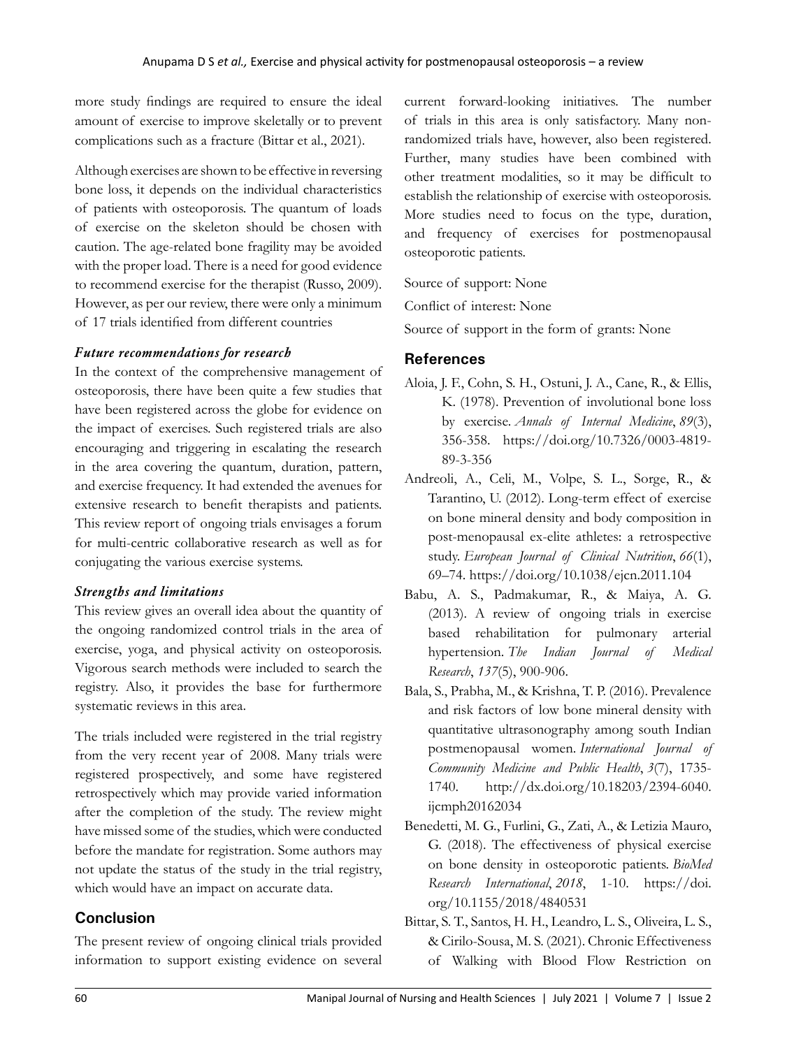more study findings are required to ensure the ideal amount of exercise to improve skeletally or to prevent complications such as a fracture (Bittar et al., 2021).

Although exercises are shown to be effective in reversing bone loss, it depends on the individual characteristics of patients with osteoporosis. The quantum of loads of exercise on the skeleton should be chosen with caution. The age-related bone fragility may be avoided with the proper load. There is a need for good evidence to recommend exercise for the therapist (Russo, 2009). However, as per our review, there were only a minimum of 17 trials identified from different countries

### *Future recommendations for research*

In the context of the comprehensive management of osteoporosis, there have been quite a few studies that have been registered across the globe for evidence on the impact of exercises. Such registered trials are also encouraging and triggering in escalating the research in the area covering the quantum, duration, pattern, and exercise frequency. It had extended the avenues for extensive research to benefit therapists and patients. This review report of ongoing trials envisages a forum for multi-centric collaborative research as well as for conjugating the various exercise systems.

### *Strengths and limitations*

This review gives an overall idea about the quantity of the ongoing randomized control trials in the area of exercise, yoga, and physical activity on osteoporosis. Vigorous search methods were included to search the registry. Also, it provides the base for furthermore systematic reviews in this area.

The trials included were registered in the trial registry from the very recent year of 2008. Many trials were registered prospectively, and some have registered retrospectively which may provide varied information after the completion of the study. The review might have missed some of the studies, which were conducted before the mandate for registration. Some authors may not update the status of the study in the trial registry, which would have an impact on accurate data.

## Conclusion

The present review of ongoing clinical trials provided information to support existing evidence on several current forward-looking initiatives. The number of trials in this area is only satisfactory. Many non-randomized trials have, however, also been registered. Further, many studies have been combined with other treatment modalities, so it may be difficult to establish the relationship of exercise with osteoporosis. More studies need to focus on the type, duration, and frequency of exercises for postmenopausal osteoporotic patients.

Source of support: None

Conflict of interest: None

Source of support in the form of grants: None

## References

Aloia, J. F., Cohn, S. H., Ostuni, J. A., Cane, R., & Ellis, K. (1978). Prevention of involutional bone loss by exercise. *Annals of Internal Medicine*, *89*(3), 356-358. https://doi.org/10.7326/0003-4819-89-3-356

Andreoli, A., Celi, M., Volpe, S. L., Sorge, R., & Tarantino, U. (2012). Long-term effect of exercise on bone mineral density and body composition in post-menopausal ex-elite athletes: a retrospective study. *European Journal of Clinical Nutrition*, *66*(1), 69–74. https://doi.org/10.1038/ejcn.2011.104

Babu, A. S., Padmakumar, R., & Maiya, A. G. (2013). A review of ongoing trials in exercise based rehabilitation for pulmonary arterial hypertension. *The Indian Journal of Medical Research*, *137*(5), 900-906.

Bala, S., Prabha, M., & Krishna, T. P. (2016). Prevalence and risk factors of low bone mineral density with quantitative ultrasonography among south Indian postmenopausal women. *International Journal of Community Medicine and Public Health*, *3*(7), 1735-1740. http://dx.doi.org/10.18203/2394-6040.ijcmph20162034

Benedetti, M. G., Furlini, G., Zati, A., & Letizia Mauro, G. (2018). The effectiveness of physical exercise on bone density in osteoporotic patients. *BioMed Research International*, *2018*, 1-10. https://doi.org/10.1155/2018/4840531

Bittar, S. T., Santos, H. H., Leandro, L. S., Oliveira, L. S., & Cirilo-Sousa, M. S. (2021). Chronic Effectiveness of Walking with Blood Flow Restriction on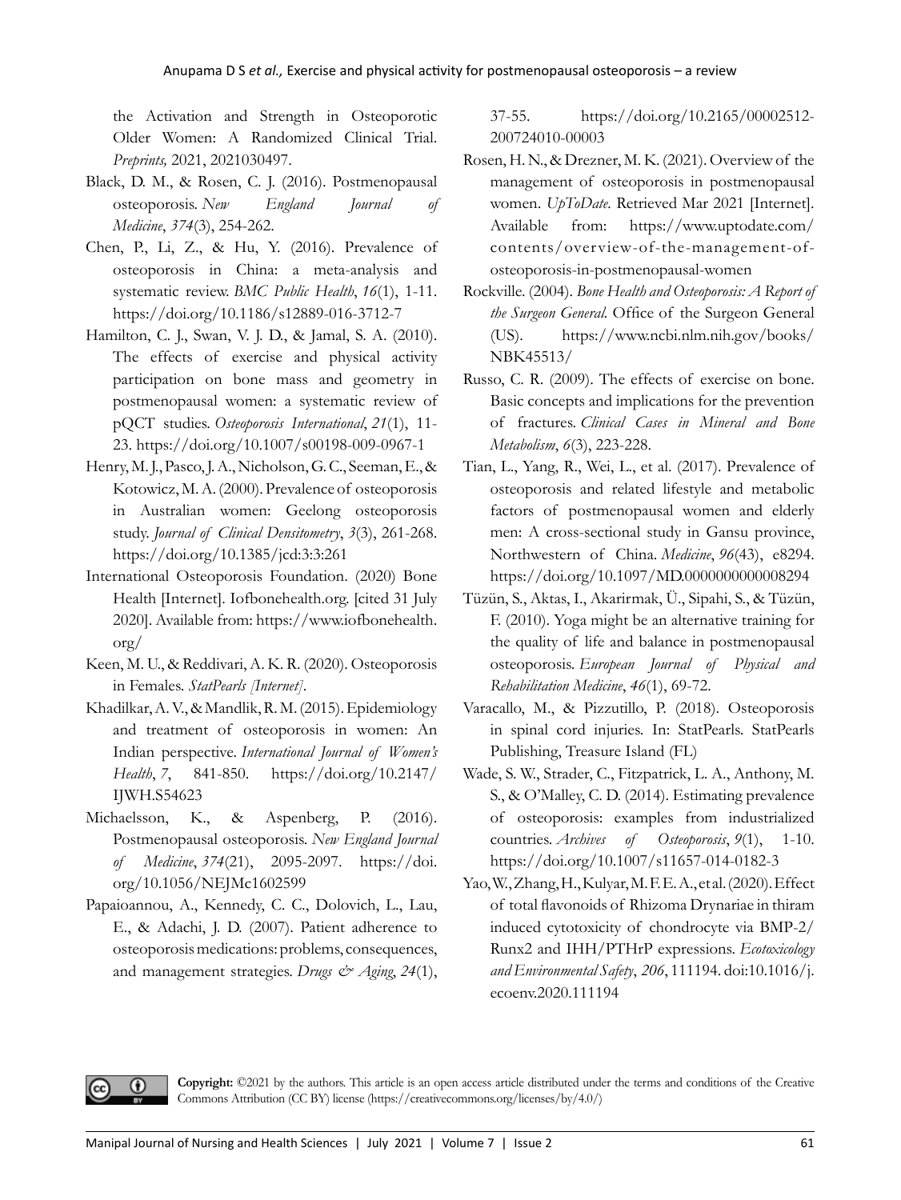the Activation and Strength in Osteoporotic Older Women: A Randomized Clinical Trial. *Preprints,* 2021, 2021030497.

Black, D. M., & Rosen, C. J. (2016). Postmenopausal osteoporosis. *New England Journal of Medicine*, *374*(3), 254-262.

Chen, P., Li, Z., & Hu, Y. (2016). Prevalence of osteoporosis in China: a meta-analysis and systematic review. *BMC Public Health*, *16*(1), 1-11. https://doi.org/10.1186/s12889-016-3712-7

Hamilton, C. J., Swan, V. J. D., & Jamal, S. A. (2010). The effects of exercise and physical activity participation on bone mass and geometry in postmenopausal women: a systematic review of pQCT studies. *Osteoporosis International*, *21*(1), 11-23. https://doi.org/10.1007/s00198-009-0967-1

Henry, M. J., Pasco, J. A., Nicholson, G. C., Seeman, E., & Kotowicz, M. A. (2000). Prevalence of osteoporosis in Australian women: Geelong osteoporosis study. *Journal of Clinical Densitometry*, *3*(3), 261-268. https://doi.org/10.1385/jcd:3:3:261

International Osteoporosis Foundation. (2020) Bone Health [Internet]. Iofbonehealth.org. [cited 31 July 2020]. Available from: https://www.iofbonehealth.org/

Keen, M. U., & Reddivari, A. K. R. (2020). Osteoporosis in Females. *StatPearls [Internet]*.

Khadilkar, A. V., & Mandlik, R. M. (2015). Epidemiology and treatment of osteoporosis in women: An Indian perspective. *International Journal of Women's Health*, *7*, 841-850. https://doi.org/10.2147/IJWH.S54623

Michaelsson, K., & Aspenberg, P. (2016). Postmenopausal osteoporosis. *New England Journal of Medicine*, *374*(21), 2095-2097. https://doi.org/10.1056/NEJMc1602599

Papaioannou, A., Kennedy, C. C., Dolovich, L., Lau, E., & Adachi, J. D. (2007). Patient adherence to osteoporosis medications: problems, consequences, and management strategies. *Drugs & Aging*, *24*(1), 37-55. https://doi.org/10.2165/00002512-200724010-00003

Rosen, H. N., & Drezner, M. K. (2021). Overview of the management of osteoporosis in postmenopausal women. *UpToDate*. Retrieved Mar 2021 [Internet]. Available from: https://www.uptodate.com/contents/overview-of-the-management-of-osteoporosis-in-postmenopausal-women

Rockville. (2004). *Bone Health and Osteoporosis: A Report of the Surgeon General.* Office of the Surgeon General (US). https://www.ncbi.nlm.nih.gov/books/NBK45513/

Russo, C. R. (2009). The effects of exercise on bone. Basic concepts and implications for the prevention of fractures. *Clinical Cases in Mineral and Bone Metabolism*, *6*(3), 223-228.

Tian, L., Yang, R., Wei, L., et al. (2017). Prevalence of osteoporosis and related lifestyle and metabolic factors of postmenopausal women and elderly men: A cross-sectional study in Gansu province, Northwestern of China. *Medicine*, *96*(43), e8294. https://doi.org/10.1097/MD.0000000000008294

Tüzün, S., Aktas, I., Akarirmak, Ü., Sipahi, S., & Tüzün, F. (2010). Yoga might be an alternative training for the quality of life and balance in postmenopausal osteoporosis. *European Journal of Physical and Rehabilitation Medicine*, *46*(1), 69-72.

Varacallo, M., & Pizzutillo, P. (2018). Osteoporosis in spinal cord injuries. In: StatPearls. StatPearls Publishing, Treasure Island (FL)

Wade, S. W., Strader, C., Fitzpatrick, L. A., Anthony, M. S., & O'Malley, C. D. (2014). Estimating prevalence of osteoporosis: examples from industrialized countries. *Archives of Osteoporosis*, *9*(1), 1-10. https://doi.org/10.1007/s11657-014-0182-3

Yao, W., Zhang, H., Kulyar, M. F. E. A., et al. (2020). Effect of total flavonoids of Rhizoma Drynariae in thiram induced cytotoxicity of chondrocyte via BMP-2/Runx2 and IHH/PTHrP expressions. *Ecotoxicology and Environmental Safety*, *206*, 111194. doi:10.1016/j.ecoenv.2020.111194

**Copyright:** ©2021 by the authors. This article is an open access article distributed under the terms and conditions of the Creative Commons Attribution (CC BY) license (https://creativecommons.org/licenses/by/4.0/)